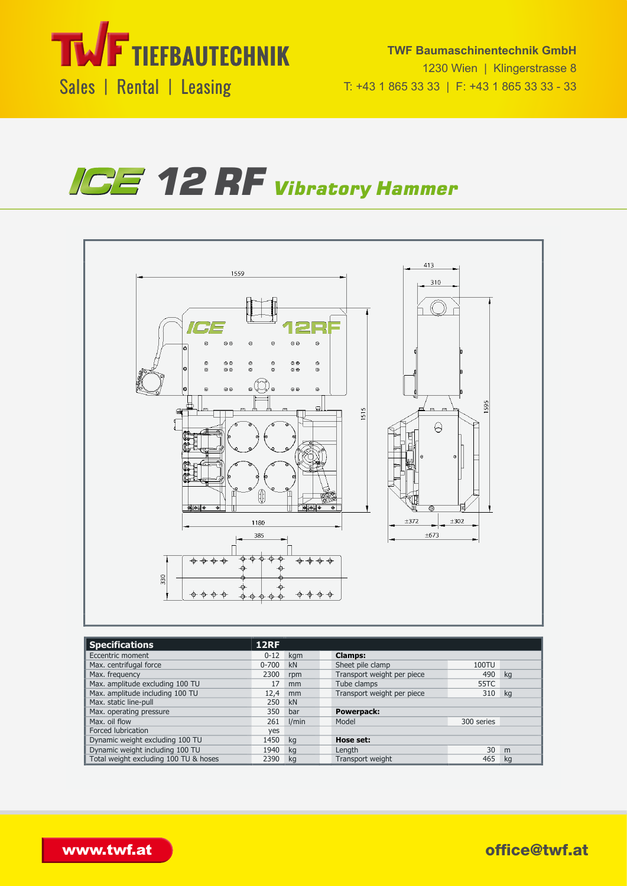TWF TIEFBAUTECHNIK

Sales | Rental | Leasing

**TWF Baumaschinentechnik GmbH**
1230 Wien | Klingerstrasse 8
T: +43 1 865 33 33 | F: +43 1 865 33 33 - 33

# ICE 12 RF Vibratory Hammer

| Specifications | 12RF | | | | |
|---|---|---|---|---|---|
| Eccentric moment | 0-12 | kgm | **Clamps:** | | |
| Max. centrifugal force | 0-700 | kN | Sheet pile clamp | 100TU | |
| Max. frequency | 2300 | rpm | Transport weight per piece | 490 | kg |
| Max. amplitude excluding 100 TU | 17 | mm | Tube clamps | 55TC | |
| Max. amplitude including 100 TU | 12,4 | mm | Transport weight per piece | 310 | kg |
| Max. static line-pull | 250 | kN | | | |
| Max. operating pressure | 350 | bar | **Powerpack:** | | |
| Max. oil flow | 261 | l/min | Model | 300 series | |
| Forced lubrication | yes | | | | |
| Dynamic weight excluding 100 TU | 1450 | kg | **Hose set:** | | |
| Dynamic weight including 100 TU | 1940 | kg | Length | 30 | m |
| Total weight excluding 100 TU & hoses | 2390 | kg | Transport weight | 465 | kg |

www.twf.at

office@twf.at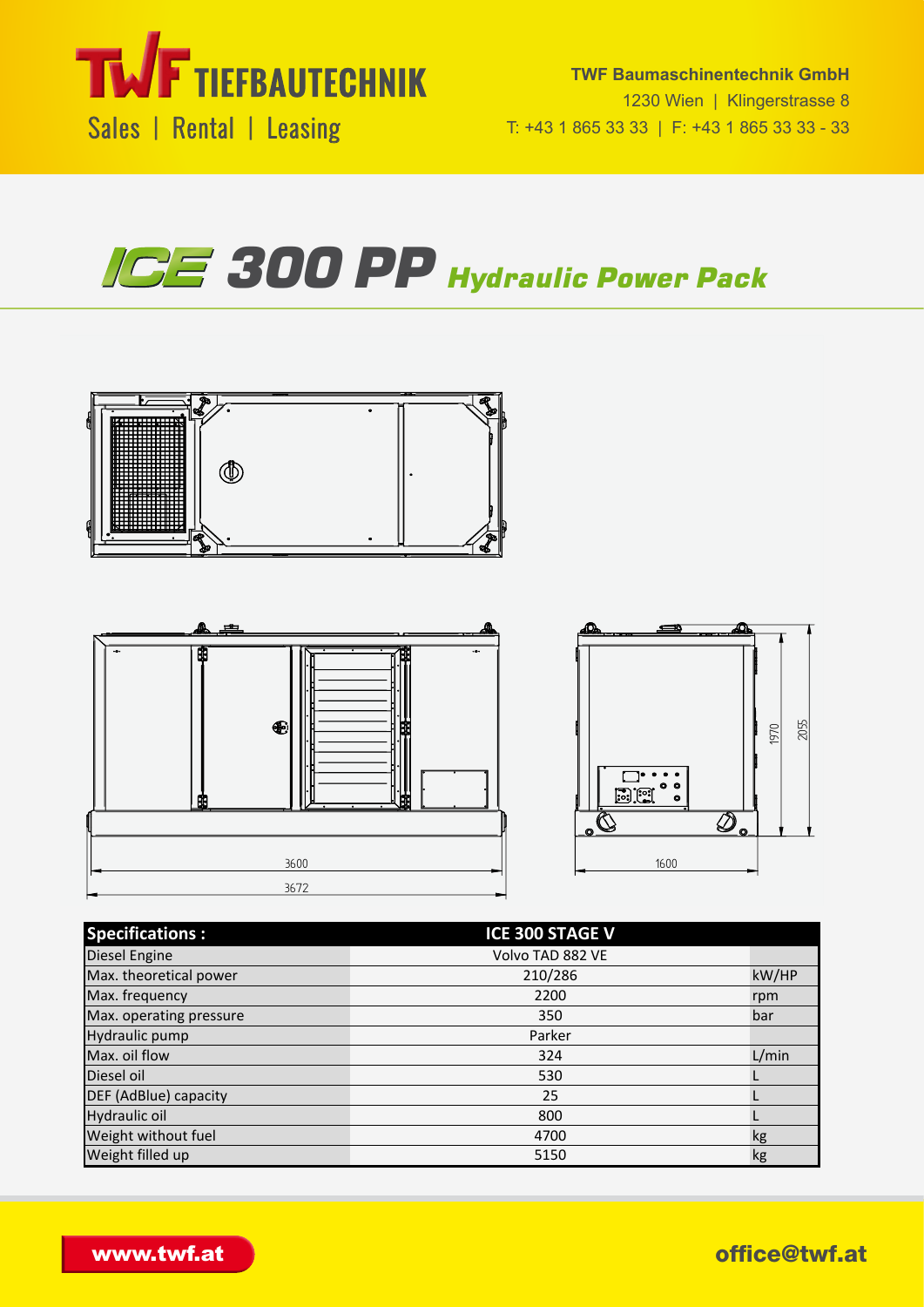# ICE 300 PP Hydraulic Power Pack

3600

3672

1600

1970

2055

| Specifications : | ICE 300 STAGE V | |
|---|---|---|
| Diesel Engine | Volvo TAD 882 VE | |
| Max. theoretical power | 210/286 | kW/HP |
| Max. frequency | 2200 | rpm |
| Max. operating pressure | 350 | bar |
| Hydraulic pump | Parker | |
| Max. oil flow | 324 | L/min |
| Diesel oil | 530 | L |
| DEF (AdBlue) capacity | 25 | L |
| Hydraulic oil | 800 | L |
| Weight without fuel | 4700 | kg |
| Weight filled up | 5150 | kg |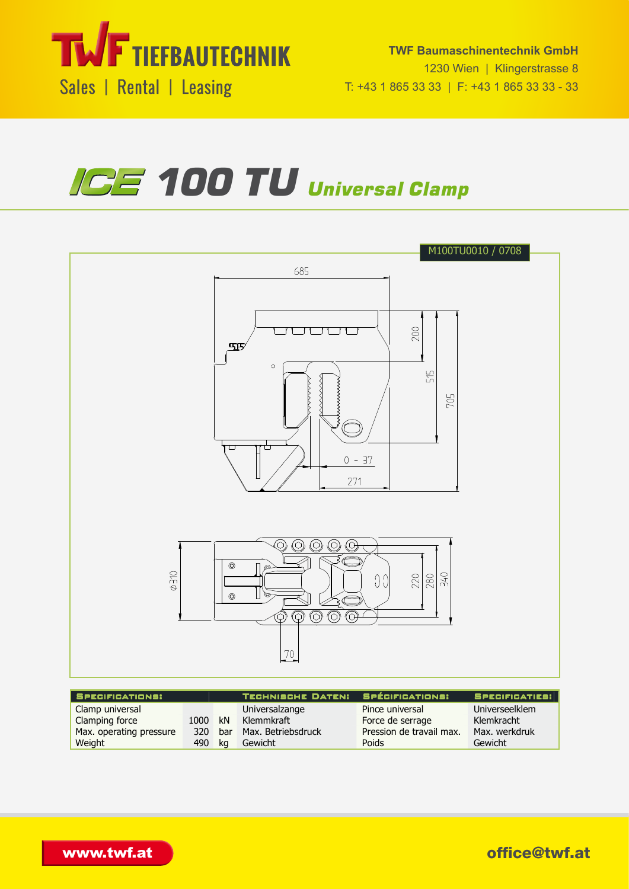# ICE 100 TU Universal Clamp

M100TU0010 / 0708

685
200
515
705
0 - 37
271
Ø310
220
280
340
70

| SPECIFICATIONS: | | | TECHNISCHE DATEN: | SPÉCIFICATIONS: | SPECIFICATIES: |
|---|---|---|---|---|---|
| Clamp universal | | | Universalzange | Pince universal | Universeelklem |
| Clamping force | 1000 | kN | Klemmkraft | Force de serrage | Klemkracht |
| Max. operating pressure | 320 | bar | Max. Betriebsdruck | Pression de travail max. | Max. werkdruk |
| Weight | 490 | kg | Gewicht | Poids | Gewicht |